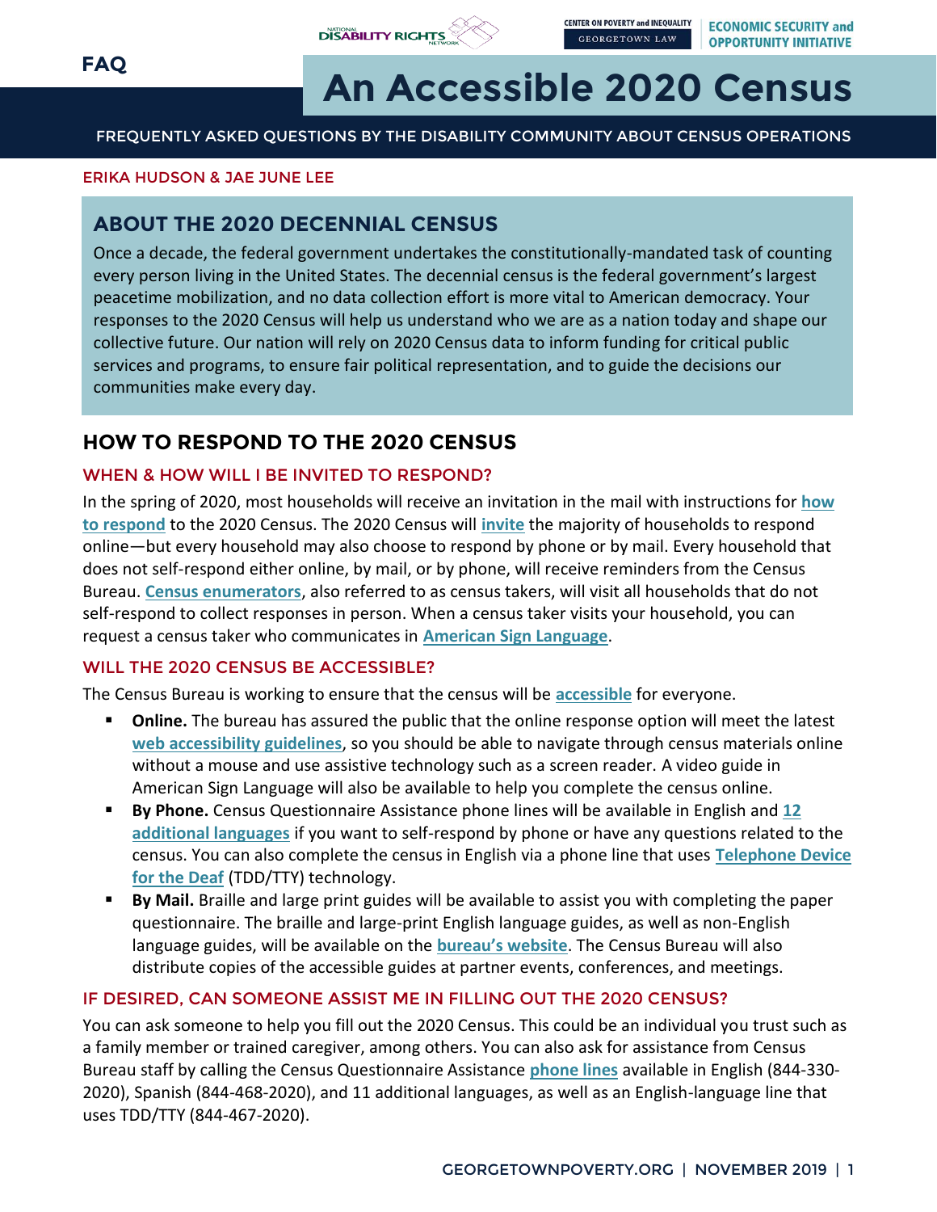FAQ

# An Accessible 2020 Census

FREQUENTLY ASKED QUESTIONS BY THE DISABILITY COMMUNITY ABOUT CENSUS OPERATIONS

ERIKA HUDSON & JAE JUNE LEE

## ABOUT THE 2020 DECENNIAL CENSUS

Once a decade, the federal government undertakes the constitutionally-mandated task of counting every person living in the United States. The decennial census is the federal government's largest peacetime mobilization, and no data collection effort is more vital to American democracy. Your responses to the 2020 Census will help us understand who we are as a nation today and shape our collective future. Our nation will rely on 2020 Census data to inform funding for critical public services and programs, to ensure fair political representation, and to guide the decisions our communities make every day.

## HOW TO RESPOND TO THE 2020 CENSUS

### WHEN & HOW WILL I BE INVITED TO RESPOND?

In the spring of 2020, most households will receive an invitation in the mail with instructions for **how to respond** to the 2020 Census. The 2020 Census will **invite** the majority of households to respond online—but every household may also choose to respond by phone or by mail. Every household that does not self-respond either online, by mail, or by phone, will receive reminders from the Census Bureau. **Census enumerators**, also referred to as census takers, will visit all households that do not self-respond to collect responses in person. When a census taker visits your household, you can request a census taker who communicates in **American Sign Language**.

### WILL THE 2020 CENSUS BE ACCESSIBLE?

The Census Bureau is working to ensure that the census will be **accessible** for everyone.

- **Online.** The bureau has assured the public that the online response option will meet the latest **web accessibility guidelines**, so you should be able to navigate through census materials online without a mouse and use assistive technology such as a screen reader. A video guide in American Sign Language will also be available to help you complete the census online.
- **By Phone.** Census Questionnaire Assistance phone lines will be available in English and **12 additional languages** if you want to self-respond by phone or have any questions related to the census. You can also complete the census in English via a phone line that uses **Telephone Device for the Deaf** (TDD/TTY) technology.
- **By Mail.** Braille and large print guides will be available to assist you with completing the paper questionnaire. The braille and large-print English language guides, as well as non-English language guides, will be available on the **bureau's website**. The Census Bureau will also distribute copies of the accessible guides at partner events, conferences, and meetings.

### IF DESIRED, CAN SOMEONE ASSIST ME IN FILLING OUT THE 2020 CENSUS?

You can ask someone to help you fill out the 2020 Census. This could be an individual you trust such as a family member or trained caregiver, among others. You can also ask for assistance from Census Bureau staff by calling the Census Questionnaire Assistance **phone lines** available in English (844-330-2020), Spanish (844-468-2020), and 11 additional languages, as well as an English-language line that uses TDD/TTY (844-467-2020).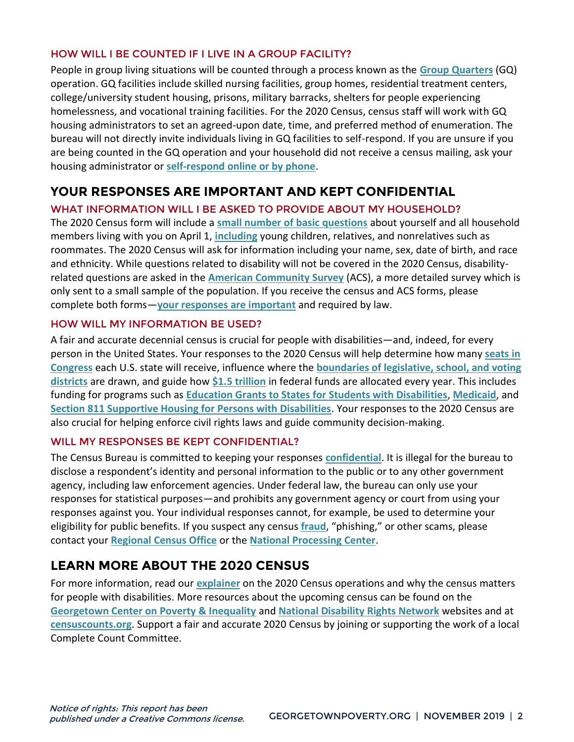### HOW WILL I BE COUNTED IF I LIVE IN A GROUP FACILITY?

People in group living situations will be counted through a process known as the **Group Quarters** (GQ) operation. GQ facilities include skilled nursing facilities, group homes, residential treatment centers, college/university student housing, prisons, military barracks, shelters for people experiencing homelessness, and vocational training facilities. For the 2020 Census, census staff will work with GQ housing administrators to set an agreed-upon date, time, and preferred method of enumeration. The bureau will not directly invite individuals living in GQ facilities to self-respond. If you are unsure if you are being counted in the GQ operation and your household did not receive a census mailing, ask your housing administrator or **self-respond online or by phone**.

## YOUR RESPONSES ARE IMPORTANT AND KEPT CONFIDENTIAL

### WHAT INFORMATION WILL I BE ASKED TO PROVIDE ABOUT MY HOUSEHOLD?

The 2020 Census form will include a **small number of basic questions** about yourself and all household members living with you on April 1, **including** young children, relatives, and nonrelatives such as roommates. The 2020 Census will ask for information including your name, sex, date of birth, and race and ethnicity. While questions related to disability will not be covered in the 2020 Census, disability-related questions are asked in the **American Community Survey** (ACS), a more detailed survey which is only sent to a small sample of the population. If you receive the census and ACS forms, please complete both forms—**your responses are important** and required by law.

### HOW WILL MY INFORMATION BE USED?

A fair and accurate decennial census is crucial for people with disabilities—and, indeed, for every person in the United States. Your responses to the 2020 Census will help determine how many **seats in Congress** each U.S. state will receive, influence where the **boundaries of legislative, school, and voting districts** are drawn, and guide how **$1.5 trillion** in federal funds are allocated every year. This includes funding for programs such as **Education Grants to States for Students with Disabilities**, **Medicaid**, and **Section 811 Supportive Housing for Persons with Disabilities**. Your responses to the 2020 Census are also crucial for helping enforce civil rights laws and guide community decision-making.

### WILL MY RESPONSES BE KEPT CONFIDENTIAL?

The Census Bureau is committed to keeping your responses **confidential**. It is illegal for the bureau to disclose a respondent's identity and personal information to the public or to any other government agency, including law enforcement agencies. Under federal law, the bureau can only use your responses for statistical purposes—and prohibits any government agency or court from using your responses against you. Your individual responses cannot, for example, be used to determine your eligibility for public benefits. If you suspect any census **fraud**, "phishing," or other scams, please contact your **Regional Census Office** or the **National Processing Center**.

## LEARN MORE ABOUT THE 2020 CENSUS

For more information, read our **explainer** on the 2020 Census operations and why the census matters for people with disabilities. More resources about the upcoming census can be found on the **Georgetown Center on Poverty & Inequality** and **National Disability Rights Network** websites and at **censuscounts.org**. Support a fair and accurate 2020 Census by joining or supporting the work of a local Complete Count Committee.

*Notice of rights: This report has been published under a Creative Commons license.*